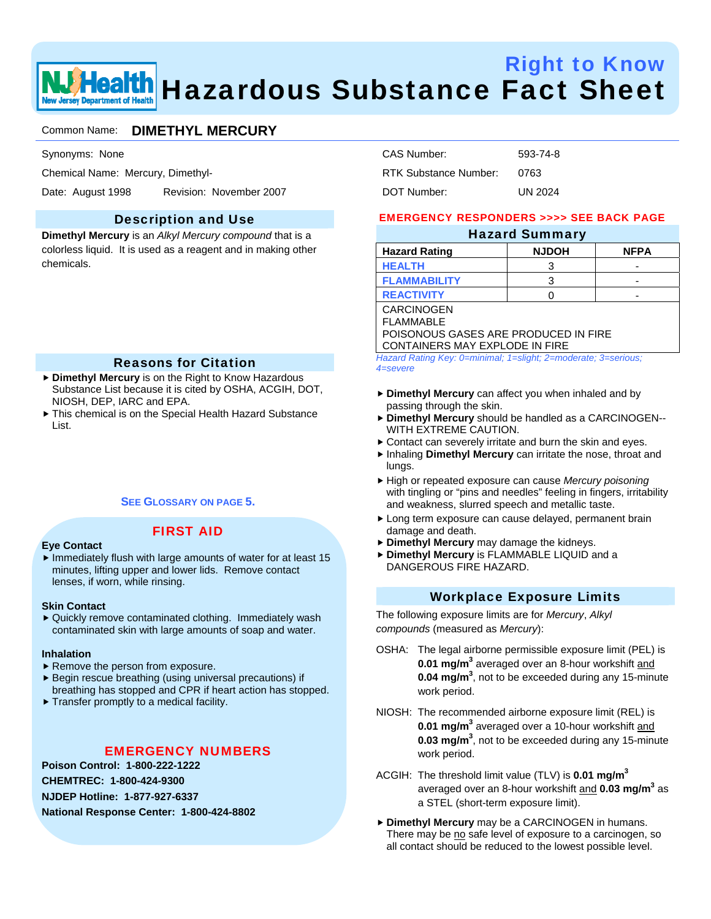# Right to Know Hazardous Substance Fact Sheet

NJ Health — New Jersey Department of Health

Common Name: **DIMETHYL MERCURY**

Synonyms: None

Chemical Name: Mercury, Dimethyl-

Date: August 1998 Revision: November 2007

CAS Number: 593-74-8

RTK Substance Number: 0763

DOT Number: UN 2024

## Description and Use

**Dimethyl Mercury** is an *Alkyl Mercury compound* that is a colorless liquid. It is used as a reagent and in making other chemicals.

## Reasons for Citation

- **Dimethyl Mercury** is on the Right to Know Hazardous Substance List because it is cited by OSHA, ACGIH, DOT, NIOSH, DEP, IARC and EPA.
- This chemical is on the Special Health Hazard Substance List.

**SEE GLOSSARY ON PAGE 5.**

## FIRST AID

**Eye Contact**

- Immediately flush with large amounts of water for at least 15 minutes, lifting upper and lower lids. Remove contact lenses, if worn, while rinsing.

**Skin Contact**

- Quickly remove contaminated clothing. Immediately wash contaminated skin with large amounts of soap and water.

**Inhalation**

- Remove the person from exposure.
- Begin rescue breathing (using universal precautions) if breathing has stopped and CPR if heart action has stopped.
- Transfer promptly to a medical facility.

## EMERGENCY NUMBERS

**Poison Control: 1-800-222-1222**

**CHEMTREC: 1-800-424-9300**

**NJDEP Hotline: 1-877-927-6337**

**National Response Center: 1-800-424-8802**

**EMERGENCY RESPONDERS >>>> SEE BACK PAGE**

## Hazard Summary

| Hazard Rating | NJDOH | NFPA |
|---|---|---|
| HEALTH | 3 | - |
| FLAMMABILITY | 3 | - |
| REACTIVITY | 0 | - |

CARCINOGEN
FLAMMABLE
POISONOUS GASES ARE PRODUCED IN FIRE
CONTAINERS MAY EXPLODE IN FIRE

*Hazard Rating Key: 0=minimal; 1=slight; 2=moderate; 3=serious; 4=severe*

- **Dimethyl Mercury** can affect you when inhaled and by passing through the skin.
- **Dimethyl Mercury** should be handled as a CARCINOGEN--WITH EXTREME CAUTION.
- Contact can severely irritate and burn the skin and eyes.
- Inhaling **Dimethyl Mercury** can irritate the nose, throat and lungs.
- High or repeated exposure can cause *Mercury poisoning* with tingling or “pins and needles” feeling in fingers, irritability and weakness, slurred speech and metallic taste.
- Long term exposure can cause delayed, permanent brain damage and death.
- **Dimethyl Mercury** may damage the kidneys.
- **Dimethyl Mercury** is FLAMMABLE LIQUID and a DANGEROUS FIRE HAZARD.

## Workplace Exposure Limits

The following exposure limits are for *Mercury*, *Alkyl compounds* (measured as *Mercury*):

OSHA: The legal airborne permissible exposure limit (PEL) is **0.01 mg/m$^3$** averaged over an 8-hour workshift and **0.04 mg/m$^3$**, not to be exceeded during any 15-minute work period.

NIOSH: The recommended airborne exposure limit (REL) is **0.01 mg/m$^3$** averaged over a 10-hour workshift and **0.03 mg/m$^3$**, not to be exceeded during any 15-minute work period.

ACGIH: The threshold limit value (TLV) is **0.01 mg/m$^3$** averaged over an 8-hour workshift and **0.03 mg/m$^3$** as a STEL (short-term exposure limit).

- **Dimethyl Mercury** may be a CARCINOGEN in humans. There may be no safe level of exposure to a carcinogen, so all contact should be reduced to the lowest possible level.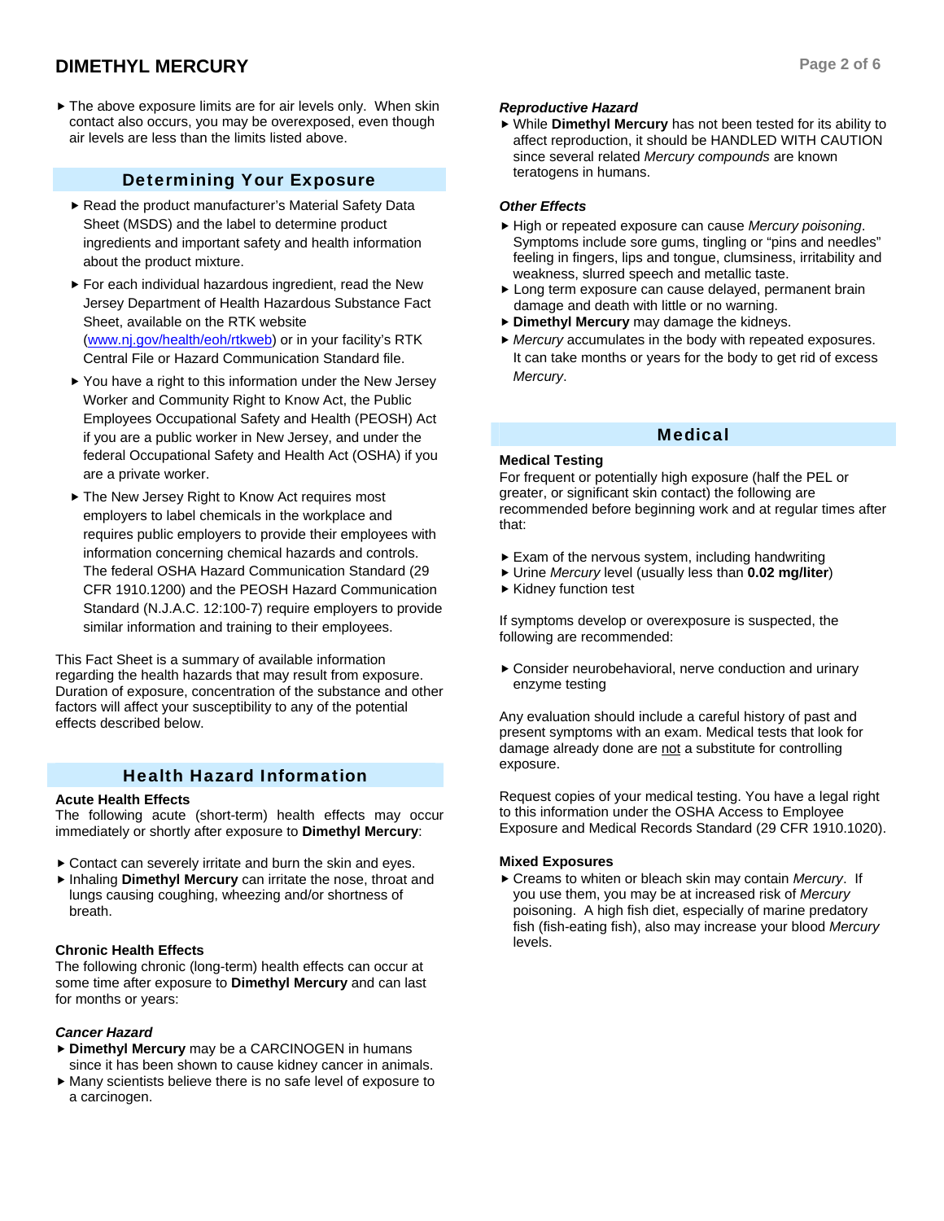- The above exposure limits are for air levels only. When skin contact also occurs, you may be overexposed, even though air levels are less than the limits listed above.

## Determining Your Exposure

- Read the product manufacturer's Material Safety Data Sheet (MSDS) and the label to determine product ingredients and important safety and health information about the product mixture.
- For each individual hazardous ingredient, read the New Jersey Department of Health Hazardous Substance Fact Sheet, available on the RTK website (www.nj.gov/health/eoh/rtkweb) or in your facility's RTK Central File or Hazard Communication Standard file.
- You have a right to this information under the New Jersey Worker and Community Right to Know Act, the Public Employees Occupational Safety and Health (PEOSH) Act if you are a public worker in New Jersey, and under the federal Occupational Safety and Health Act (OSHA) if you are a private worker.
- The New Jersey Right to Know Act requires most employers to label chemicals in the workplace and requires public employers to provide their employees with information concerning chemical hazards and controls. The federal OSHA Hazard Communication Standard (29 CFR 1910.1200) and the PEOSH Hazard Communication Standard (N.J.A.C. 12:100-7) require employers to provide similar information and training to their employees.

This Fact Sheet is a summary of available information regarding the health hazards that may result from exposure. Duration of exposure, concentration of the substance and other factors will affect your susceptibility to any of the potential effects described below.

## Health Hazard Information

### Acute Health Effects

The following acute (short-term) health effects may occur immediately or shortly after exposure to **Dimethyl Mercury**:

- Contact can severely irritate and burn the skin and eyes.
- Inhaling **Dimethyl Mercury** can irritate the nose, throat and lungs causing coughing, wheezing and/or shortness of breath.

### Chronic Health Effects

The following chronic (long-term) health effects can occur at some time after exposure to **Dimethyl Mercury** and can last for months or years:

#### *Cancer Hazard*

- **Dimethyl Mercury** may be a CARCINOGEN in humans since it has been shown to cause kidney cancer in animals.
- Many scientists believe there is no safe level of exposure to a carcinogen.

#### *Reproductive Hazard*

- While **Dimethyl Mercury** has not been tested for its ability to affect reproduction, it should be HANDLED WITH CAUTION since several related *Mercury compounds* are known teratogens in humans.

#### *Other Effects*

- High or repeated exposure can cause *Mercury poisoning*. Symptoms include sore gums, tingling or "pins and needles" feeling in fingers, lips and tongue, clumsiness, irritability and weakness, slurred speech and metallic taste.
- Long term exposure can cause delayed, permanent brain damage and death with little or no warning.
- **Dimethyl Mercury** may damage the kidneys.
- *Mercury* accumulates in the body with repeated exposures. It can take months or years for the body to get rid of excess *Mercury*.

## Medical

### Medical Testing

For frequent or potentially high exposure (half the PEL or greater, or significant skin contact) the following are recommended before beginning work and at regular times after that:

- Exam of the nervous system, including handwriting
- Urine *Mercury* level (usually less than **0.02 mg/liter**)
- Kidney function test

If symptoms develop or overexposure is suspected, the following are recommended:

- Consider neurobehavioral, nerve conduction and urinary enzyme testing

Any evaluation should include a careful history of past and present symptoms with an exam. Medical tests that look for damage already done are not a substitute for controlling exposure.

Request copies of your medical testing. You have a legal right to this information under the OSHA Access to Employee Exposure and Medical Records Standard (29 CFR 1910.1020).

### Mixed Exposures

- Creams to whiten or bleach skin may contain *Mercury*. If you use them, you may be at increased risk of *Mercury* poisoning. A high fish diet, especially of marine predatory fish (fish-eating fish), also may increase your blood *Mercury* levels.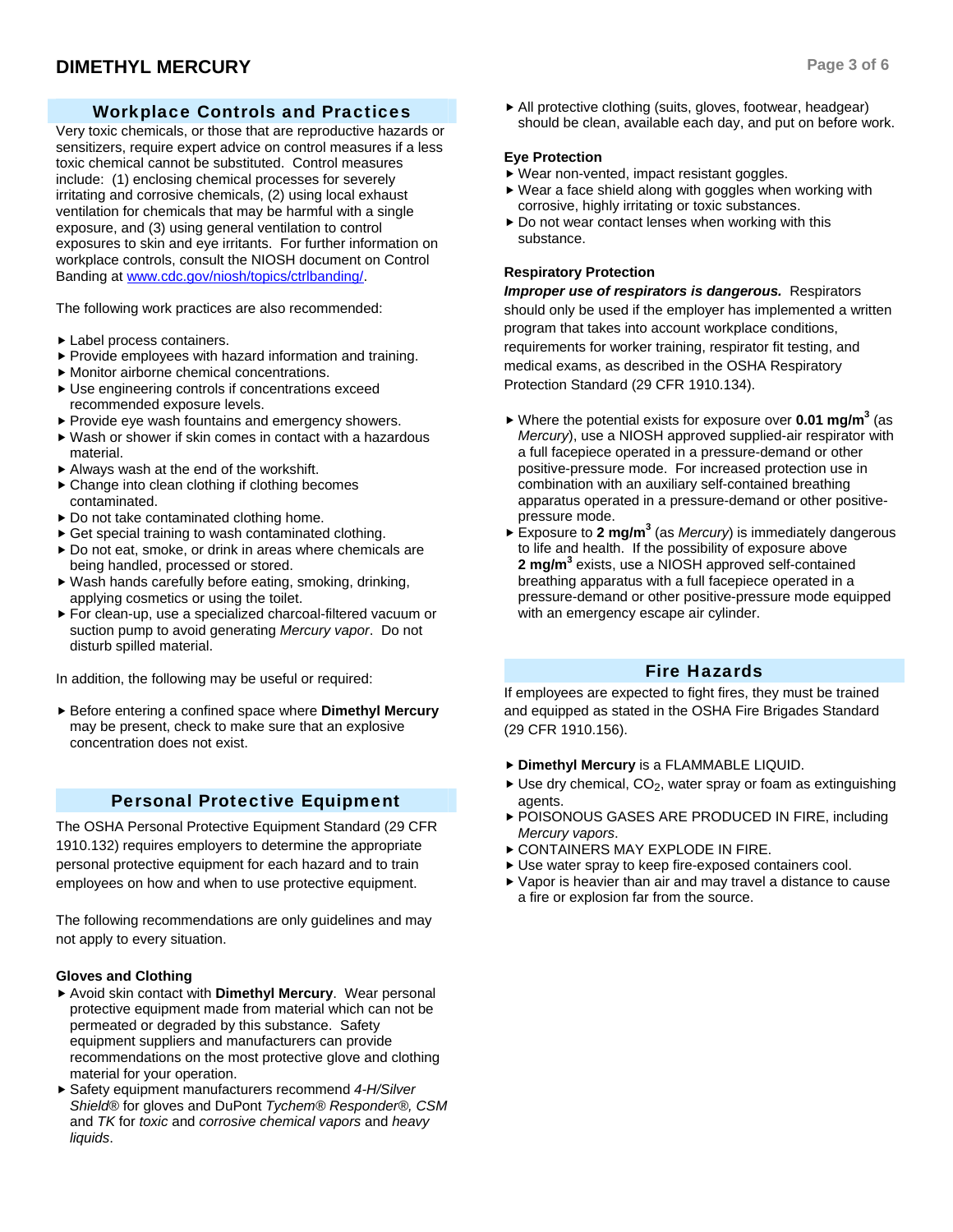## Workplace Controls and Practices

Very toxic chemicals, or those that are reproductive hazards or sensitizers, require expert advice on control measures if a less toxic chemical cannot be substituted. Control measures include: (1) enclosing chemical processes for severely irritating and corrosive chemicals, (2) using local exhaust ventilation for chemicals that may be harmful with a single exposure, and (3) using general ventilation to control exposures to skin and eye irritants. For further information on workplace controls, consult the NIOSH document on Control Banding at www.cdc.gov/niosh/topics/ctrlbanding/.

The following work practices are also recommended:

- Label process containers.
- Provide employees with hazard information and training.
- Monitor airborne chemical concentrations.
- Use engineering controls if concentrations exceed recommended exposure levels.
- Provide eye wash fountains and emergency showers.
- Wash or shower if skin comes in contact with a hazardous material.
- Always wash at the end of the workshift.
- Change into clean clothing if clothing becomes contaminated.
- Do not take contaminated clothing home.
- Get special training to wash contaminated clothing.
- Do not eat, smoke, or drink in areas where chemicals are being handled, processed or stored.
- Wash hands carefully before eating, smoking, drinking, applying cosmetics or using the toilet.
- For clean-up, use a specialized charcoal-filtered vacuum or suction pump to avoid generating *Mercury vapor*. Do not disturb spilled material.

In addition, the following may be useful or required:

- Before entering a confined space where **Dimethyl Mercury** may be present, check to make sure that an explosive concentration does not exist.

## Personal Protective Equipment

The OSHA Personal Protective Equipment Standard (29 CFR 1910.132) requires employers to determine the appropriate personal protective equipment for each hazard and to train employees on how and when to use protective equipment.

The following recommendations are only guidelines and may not apply to every situation.

### Gloves and Clothing

- Avoid skin contact with **Dimethyl Mercury**. Wear personal protective equipment made from material which can not be permeated or degraded by this substance. Safety equipment suppliers and manufacturers can provide recommendations on the most protective glove and clothing material for your operation.
- Safety equipment manufacturers recommend *4-H/Silver Shield®* for gloves and DuPont *Tychem® Responder®, CSM* and *TK* for *toxic* and *corrosive chemical vapors* and *heavy liquids*.
- All protective clothing (suits, gloves, footwear, headgear) should be clean, available each day, and put on before work.

### Eye Protection

- Wear non-vented, impact resistant goggles.
- Wear a face shield along with goggles when working with corrosive, highly irritating or toxic substances.
- Do not wear contact lenses when working with this substance.

### Respiratory Protection

***Improper use of respirators is dangerous.*** Respirators should only be used if the employer has implemented a written program that takes into account workplace conditions, requirements for worker training, respirator fit testing, and medical exams, as described in the OSHA Respiratory Protection Standard (29 CFR 1910.134).

- Where the potential exists for exposure over **0.01 mg/m$^3$** (as *Mercury*), use a NIOSH approved supplied-air respirator with a full facepiece operated in a pressure-demand or other positive-pressure mode. For increased protection use in combination with an auxiliary self-contained breathing apparatus operated in a pressure-demand or other positive-pressure mode.
- Exposure to **2 mg/m$^3$** (as *Mercury*) is immediately dangerous to life and health. If the possibility of exposure above **2 mg/m$^3$** exists, use a NIOSH approved self-contained breathing apparatus with a full facepiece operated in a pressure-demand or other positive-pressure mode equipped with an emergency escape air cylinder.

## Fire Hazards

If employees are expected to fight fires, they must be trained and equipped as stated in the OSHA Fire Brigades Standard (29 CFR 1910.156).

- **Dimethyl Mercury** is a FLAMMABLE LIQUID.
- Use dry chemical, $CO_2$, water spray or foam as extinguishing agents.
- POISONOUS GASES ARE PRODUCED IN FIRE, including *Mercury vapors*.
- CONTAINERS MAY EXPLODE IN FIRE.
- Use water spray to keep fire-exposed containers cool.
- Vapor is heavier than air and may travel a distance to cause a fire or explosion far from the source.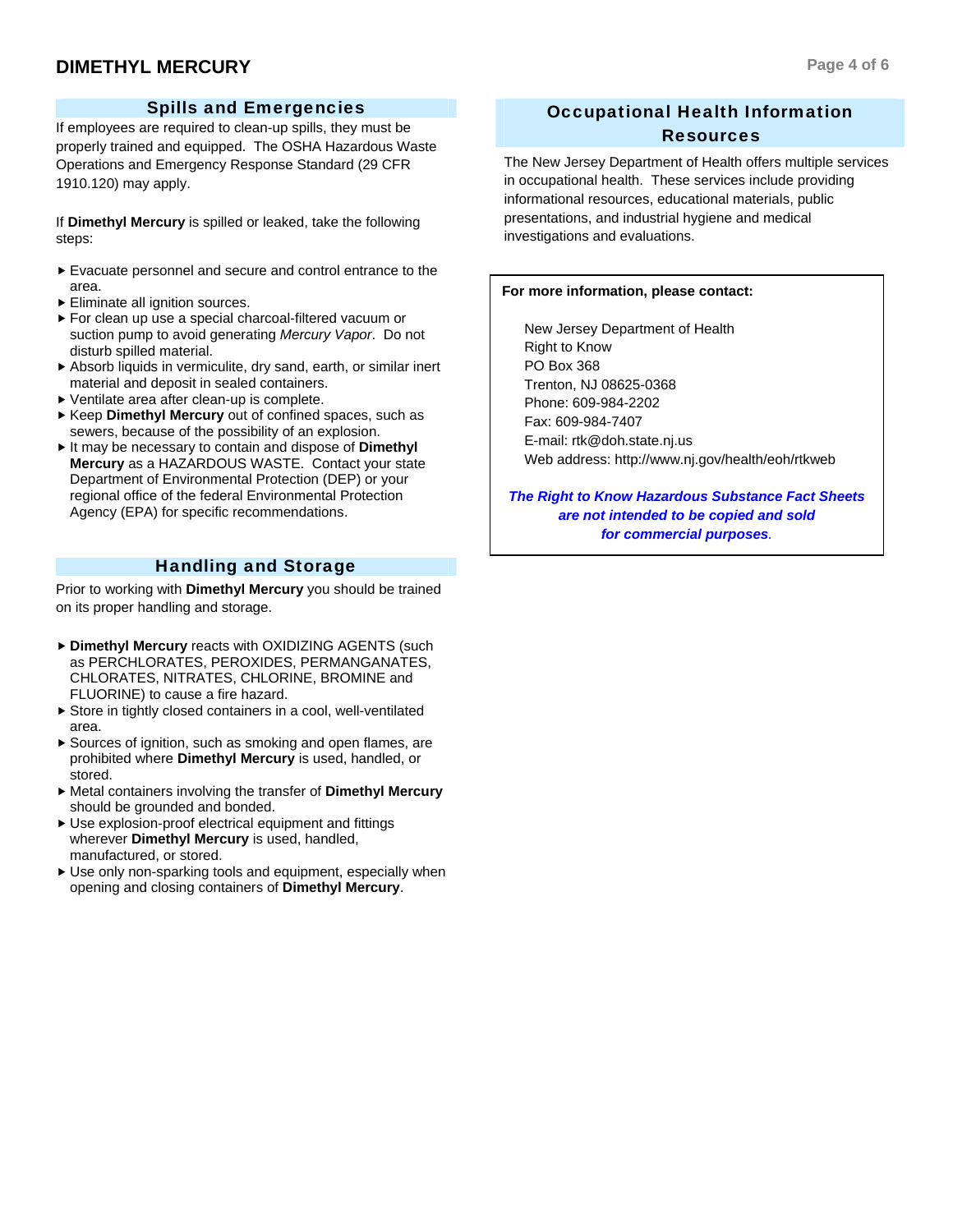## Spills and Emergencies

If employees are required to clean-up spills, they must be properly trained and equipped. The OSHA Hazardous Waste Operations and Emergency Response Standard (29 CFR 1910.120) may apply.

If **Dimethyl Mercury** is spilled or leaked, take the following steps:

- Evacuate personnel and secure and control entrance to the area.
- Eliminate all ignition sources.
- For clean up use a special charcoal-filtered vacuum or suction pump to avoid generating *Mercury Vapor*. Do not disturb spilled material.
- Absorb liquids in vermiculite, dry sand, earth, or similar inert material and deposit in sealed containers.
- Ventilate area after clean-up is complete.
- Keep **Dimethyl Mercury** out of confined spaces, such as sewers, because of the possibility of an explosion.
- It may be necessary to contain and dispose of **Dimethyl Mercury** as a HAZARDOUS WASTE. Contact your state Department of Environmental Protection (DEP) or your regional office of the federal Environmental Protection Agency (EPA) for specific recommendations.

## Handling and Storage

Prior to working with **Dimethyl Mercury** you should be trained on its proper handling and storage.

- **Dimethyl Mercury** reacts with OXIDIZING AGENTS (such as PERCHLORATES, PEROXIDES, PERMANGANATES, CHLORATES, NITRATES, CHLORINE, BROMINE and FLUORINE) to cause a fire hazard.
- Store in tightly closed containers in a cool, well-ventilated area.
- Sources of ignition, such as smoking and open flames, are prohibited where **Dimethyl Mercury** is used, handled, or stored.
- Metal containers involving the transfer of **Dimethyl Mercury** should be grounded and bonded.
- Use explosion-proof electrical equipment and fittings wherever **Dimethyl Mercury** is used, handled, manufactured, or stored.
- Use only non-sparking tools and equipment, especially when opening and closing containers of **Dimethyl Mercury**.

## Occupational Health Information Resources

The New Jersey Department of Health offers multiple services in occupational health. These services include providing informational resources, educational materials, public presentations, and industrial hygiene and medical investigations and evaluations.

**For more information, please contact:**

New Jersey Department of Health
Right to Know
PO Box 368
Trenton, NJ 08625-0368
Phone: 609-984-2202
Fax: 609-984-7407
E-mail: rtk@doh.state.nj.us
Web address: http://www.nj.gov/health/eoh/rtkweb

***The Right to Know Hazardous Substance Fact Sheets are not intended to be copied and sold for commercial purposes.***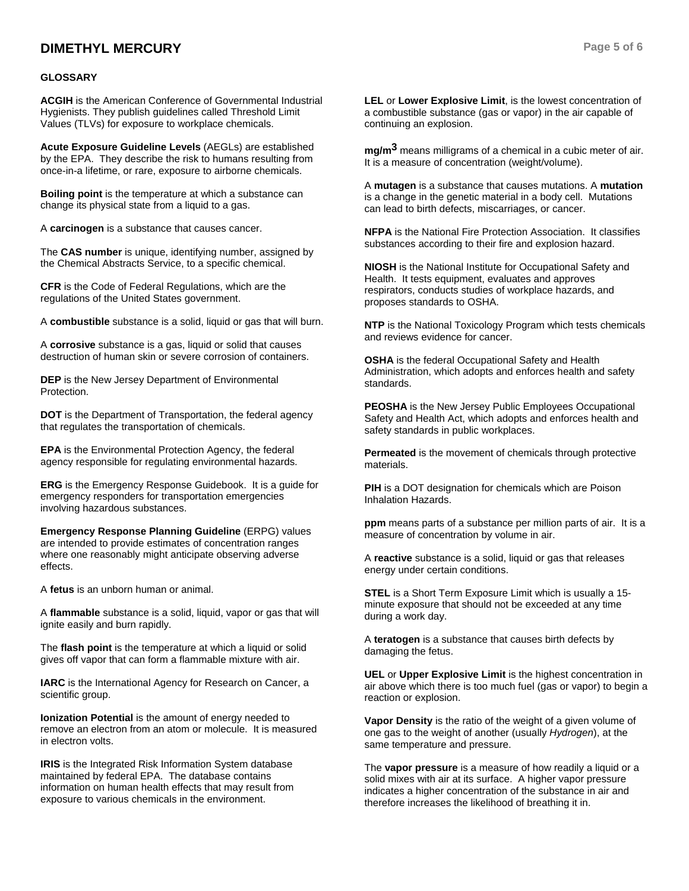## GLOSSARY

**ACGIH** is the American Conference of Governmental Industrial Hygienists. They publish guidelines called Threshold Limit Values (TLVs) for exposure to workplace chemicals.

**Acute Exposure Guideline Levels** (AEGLs) are established by the EPA. They describe the risk to humans resulting from once-in-a lifetime, or rare, exposure to airborne chemicals.

**Boiling point** is the temperature at which a substance can change its physical state from a liquid to a gas.

A **carcinogen** is a substance that causes cancer.

The **CAS number** is unique, identifying number, assigned by the Chemical Abstracts Service, to a specific chemical.

**CFR** is the Code of Federal Regulations, which are the regulations of the United States government.

A **combustible** substance is a solid, liquid or gas that will burn.

A **corrosive** substance is a gas, liquid or solid that causes destruction of human skin or severe corrosion of containers.

**DEP** is the New Jersey Department of Environmental Protection.

**DOT** is the Department of Transportation, the federal agency that regulates the transportation of chemicals.

**EPA** is the Environmental Protection Agency, the federal agency responsible for regulating environmental hazards.

**ERG** is the Emergency Response Guidebook. It is a guide for emergency responders for transportation emergencies involving hazardous substances.

**Emergency Response Planning Guideline** (ERPG) values are intended to provide estimates of concentration ranges where one reasonably might anticipate observing adverse effects.

A **fetus** is an unborn human or animal.

A **flammable** substance is a solid, liquid, vapor or gas that will ignite easily and burn rapidly.

The **flash point** is the temperature at which a liquid or solid gives off vapor that can form a flammable mixture with air.

**IARC** is the International Agency for Research on Cancer, a scientific group.

**Ionization Potential** is the amount of energy needed to remove an electron from an atom or molecule. It is measured in electron volts.

**IRIS** is the Integrated Risk Information System database maintained by federal EPA. The database contains information on human health effects that may result from exposure to various chemicals in the environment.

**LEL** or **Lower Explosive Limit**, is the lowest concentration of a combustible substance (gas or vapor) in the air capable of continuing an explosion.

**$mg/m^3$** means milligrams of a chemical in a cubic meter of air. It is a measure of concentration (weight/volume).

A **mutagen** is a substance that causes mutations. A **mutation** is a change in the genetic material in a body cell. Mutations can lead to birth defects, miscarriages, or cancer.

**NFPA** is the National Fire Protection Association. It classifies substances according to their fire and explosion hazard.

**NIOSH** is the National Institute for Occupational Safety and Health. It tests equipment, evaluates and approves respirators, conducts studies of workplace hazards, and proposes standards to OSHA.

**NTP** is the National Toxicology Program which tests chemicals and reviews evidence for cancer.

**OSHA** is the federal Occupational Safety and Health Administration, which adopts and enforces health and safety standards.

**PEOSHA** is the New Jersey Public Employees Occupational Safety and Health Act, which adopts and enforces health and safety standards in public workplaces.

**Permeated** is the movement of chemicals through protective materials.

**PIH** is a DOT designation for chemicals which are Poison Inhalation Hazards.

**ppm** means parts of a substance per million parts of air. It is a measure of concentration by volume in air.

A **reactive** substance is a solid, liquid or gas that releases energy under certain conditions.

**STEL** is a Short Term Exposure Limit which is usually a 15-minute exposure that should not be exceeded at any time during a work day.

A **teratogen** is a substance that causes birth defects by damaging the fetus.

**UEL** or **Upper Explosive Limit** is the highest concentration in air above which there is too much fuel (gas or vapor) to begin a reaction or explosion.

**Vapor Density** is the ratio of the weight of a given volume of one gas to the weight of another (usually *Hydrogen*), at the same temperature and pressure.

The **vapor pressure** is a measure of how readily a liquid or a solid mixes with air at its surface. A higher vapor pressure indicates a higher concentration of the substance in air and therefore increases the likelihood of breathing it in.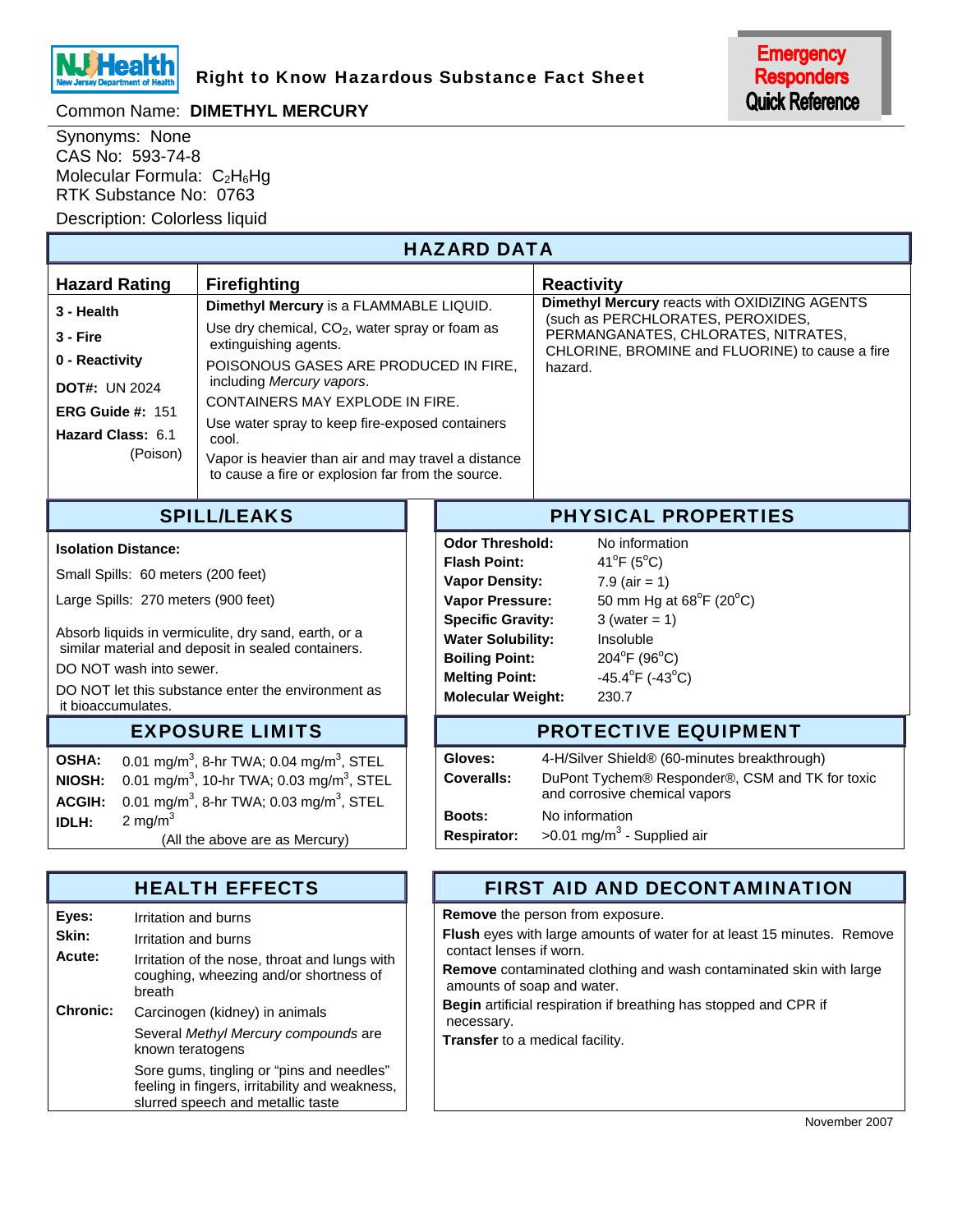**Right to Know Hazardous Substance Fact Sheet**

**Emergency Responders Quick Reference**

Common Name: **DIMETHYL MERCURY**

Synonyms: None
CAS No: 593-74-8
Molecular Formula: $C_2H_6Hg$
RTK Substance No: 0763
Description: Colorless liquid

## HAZARD DATA

### Hazard Rating

**3 - Health**

**3 - Fire**

**0 - Reactivity**

**DOT#:** UN 2024

**ERG Guide #:** 151

**Hazard Class:** 6.1 (Poison)

### Firefighting

**Dimethyl Mercury** is a FLAMMABLE LIQUID.

Use dry chemical, $CO_2$, water spray or foam as extinguishing agents.

POISONOUS GASES ARE PRODUCED IN FIRE, including *Mercury vapors*.

CONTAINERS MAY EXPLODE IN FIRE.

Use water spray to keep fire-exposed containers cool.

Vapor is heavier than air and may travel a distance to cause a fire or explosion far from the source.

### Reactivity

**Dimethyl Mercury** reacts with OXIDIZING AGENTS (such as PERCHLORATES, PEROXIDES, PERMANGANATES, CHLORATES, NITRATES, CHLORINE, BROMINE and FLUORINE) to cause a fire hazard.

## SPILL/LEAKS

**Isolation Distance:**

Small Spills: 60 meters (200 feet)

Large Spills: 270 meters (900 feet)

Absorb liquids in vermiculite, dry sand, earth, or a similar material and deposit in sealed containers.

DO NOT wash into sewer.

DO NOT let this substance enter the environment as it bioaccumulates.

## PHYSICAL PROPERTIES

| | |
|---|---|
| **Odor Threshold:** | No information |
| **Flash Point:** | 41°F (5°C) |
| **Vapor Density:** | 7.9 (air = 1) |
| **Vapor Pressure:** | 50 mm Hg at 68°F (20°C) |
| **Specific Gravity:** | 3 (water = 1) |
| **Water Solubility:** | Insoluble |
| **Boiling Point:** | 204°F (96°C) |
| **Melting Point:** | -45.4°F (-43°C) |
| **Molecular Weight:** | 230.7 |

## EXPOSURE LIMITS

| | |
|---|---|
| **OSHA:** | 0.01 mg/m$^3$, 8-hr TWA; 0.04 mg/m$^3$, STEL |
| **NIOSH:** | 0.01 mg/m$^3$, 10-hr TWA; 0.03 mg/m$^3$, STEL |
| **ACGIH:** | 0.01 mg/m$^3$, 8-hr TWA; 0.03 mg/m$^3$, STEL |
| **IDLH:** | 2 mg/m$^3$ |

(All the above are as Mercury)

## PROTECTIVE EQUIPMENT

| | |
|---|---|
| **Gloves:** | 4-H/Silver Shield® (60-minutes breakthrough) |
| **Coveralls:** | DuPont Tychem® Responder®, CSM and TK for toxic and corrosive chemical vapors |
| **Boots:** | No information |
| **Respirator:** | >0.01 mg/m$^3$ - Supplied air |

## HEALTH EFFECTS

| | |
|---|---|
| **Eyes:** | Irritation and burns |
| **Skin:** | Irritation and burns |
| **Acute:** | Irritation of the nose, throat and lungs with coughing, wheezing and/or shortness of breath |
| **Chronic:** | Carcinogen (kidney) in animals |
| | Several *Methyl Mercury compounds* are known teratogens |
| | Sore gums, tingling or "pins and needles" feeling in fingers, irritability and weakness, slurred speech and metallic taste |

## FIRST AID AND DECONTAMINATION

**Remove** the person from exposure.

**Flush** eyes with large amounts of water for at least 15 minutes. Remove contact lenses if worn.

**Remove** contaminated clothing and wash contaminated skin with large amounts of soap and water.

**Begin** artificial respiration if breathing has stopped and CPR if necessary.

**Transfer** to a medical facility.

November 2007